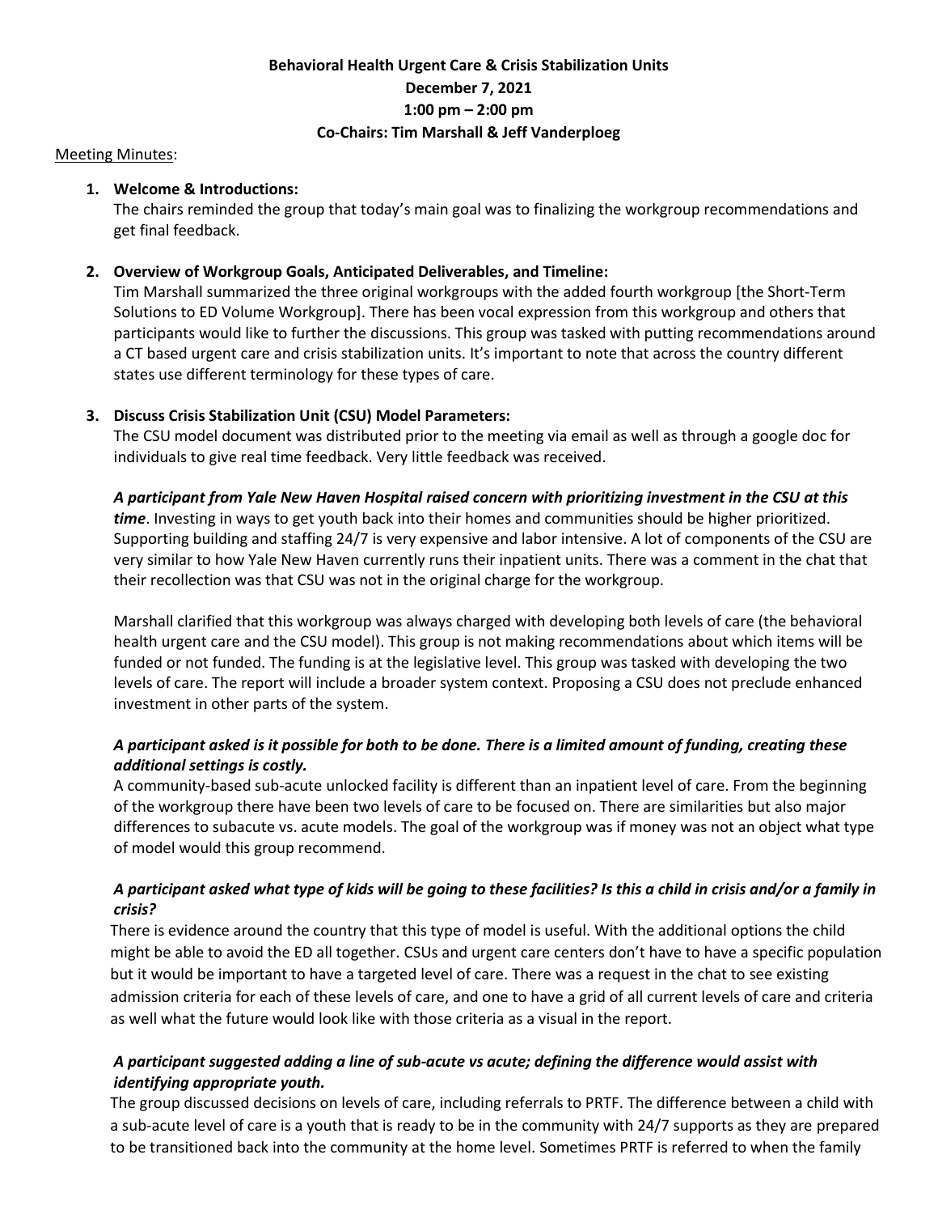**Behavioral Health Urgent Care & Crisis Stabilization Units**
**December 7, 2021**
**1:00 pm – 2:00 pm**
**Co-Chairs: Tim Marshall & Jeff Vanderploeg**

Meeting Minutes:

1. **Welcome & Introductions:**
   The chairs reminded the group that today's main goal was to finalizing the workgroup recommendations and get final feedback.

2. **Overview of Workgroup Goals, Anticipated Deliverables, and Timeline:**
   Tim Marshall summarized the three original workgroups with the added fourth workgroup [the Short-Term Solutions to ED Volume Workgroup]. There has been vocal expression from this workgroup and others that participants would like to further the discussions. This group was tasked with putting recommendations around a CT based urgent care and crisis stabilization units. It's important to note that across the country different states use different terminology for these types of care.

3. **Discuss Crisis Stabilization Unit (CSU) Model Parameters:**
   The CSU model document was distributed prior to the meeting via email as well as through a google doc for individuals to give real time feedback. Very little feedback was received.

   ***A participant from Yale New Haven Hospital raised concern with prioritizing investment in the CSU at this time***. Investing in ways to get youth back into their homes and communities should be higher prioritized. Supporting building and staffing 24/7 is very expensive and labor intensive. A lot of components of the CSU are very similar to how Yale New Haven currently runs their inpatient units. There was a comment in the chat that their recollection was that CSU was not in the original charge for the workgroup.

   Marshall clarified that this workgroup was always charged with developing both levels of care (the behavioral health urgent care and the CSU model). This group is not making recommendations about which items will be funded or not funded. The funding is at the legislative level. This group was tasked with developing the two levels of care. The report will include a broader system context. Proposing a CSU does not preclude enhanced investment in other parts of the system.

   ***A participant asked is it possible for both to be done. There is a limited amount of funding, creating these additional settings is costly.***
   A community-based sub-acute unlocked facility is different than an inpatient level of care. From the beginning of the workgroup there have been two levels of care to be focused on. There are similarities but also major differences to subacute vs. acute models. The goal of the workgroup was if money was not an object what type of model would this group recommend.

   ***A participant asked what type of kids will be going to these facilities? Is this a child in crisis and/or a family in crisis?***
   There is evidence around the country that this type of model is useful. With the additional options the child might be able to avoid the ED all together. CSUs and urgent care centers don't have to have a specific population but it would be important to have a targeted level of care. There was a request in the chat to see existing admission criteria for each of these levels of care, and one to have a grid of all current levels of care and criteria as well what the future would look like with those criteria as a visual in the report.

   ***A participant suggested adding a line of sub-acute vs acute; defining the difference would assist with identifying appropriate youth.***
   The group discussed decisions on levels of care, including referrals to PRTF. The difference between a child with a sub-acute level of care is a youth that is ready to be in the community with 24/7 supports as they are prepared to be transitioned back into the community at the home level. Sometimes PRTF is referred to when the family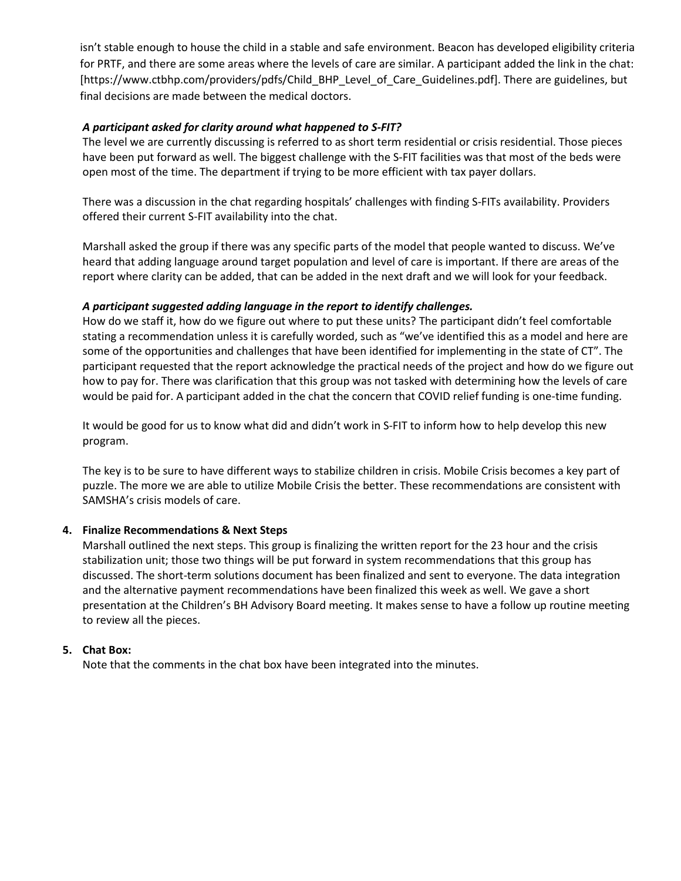isn't stable enough to house the child in a stable and safe environment. Beacon has developed eligibility criteria for PRTF, and there are some areas where the levels of care are similar. A participant added the link in the chat: [https://www.ctbhp.com/providers/pdfs/Child_BHP_Level_of_Care_Guidelines.pdf]. There are guidelines, but final decisions are made between the medical doctors.

***A participant asked for clarity around what happened to S-FIT?***
The level we are currently discussing is referred to as short term residential or crisis residential. Those pieces have been put forward as well. The biggest challenge with the S-FIT facilities was that most of the beds were open most of the time. The department if trying to be more efficient with tax payer dollars.

There was a discussion in the chat regarding hospitals' challenges with finding S-FITs availability. Providers offered their current S-FIT availability into the chat.

Marshall asked the group if there was any specific parts of the model that people wanted to discuss. We've heard that adding language around target population and level of care is important. If there are areas of the report where clarity can be added, that can be added in the next draft and we will look for your feedback.

***A participant suggested adding language in the report to identify challenges.***
How do we staff it, how do we figure out where to put these units? The participant didn't feel comfortable stating a recommendation unless it is carefully worded, such as "we've identified this as a model and here are some of the opportunities and challenges that have been identified for implementing in the state of CT". The participant requested that the report acknowledge the practical needs of the project and how do we figure out how to pay for. There was clarification that this group was not tasked with determining how the levels of care would be paid for. A participant added in the chat the concern that COVID relief funding is one-time funding.

It would be good for us to know what did and didn't work in S-FIT to inform how to help develop this new program.

The key is to be sure to have different ways to stabilize children in crisis. Mobile Crisis becomes a key part of puzzle. The more we are able to utilize Mobile Crisis the better. These recommendations are consistent with SAMSHA's crisis models of care.

4. **Finalize Recommendations & Next Steps**
   Marshall outlined the next steps. This group is finalizing the written report for the 23 hour and the crisis stabilization unit; those two things will be put forward in system recommendations that this group has discussed. The short-term solutions document has been finalized and sent to everyone. The data integration and the alternative payment recommendations have been finalized this week as well. We gave a short presentation at the Children's BH Advisory Board meeting. It makes sense to have a follow up routine meeting to review all the pieces.

5. **Chat Box:**
   Note that the comments in the chat box have been integrated into the minutes.